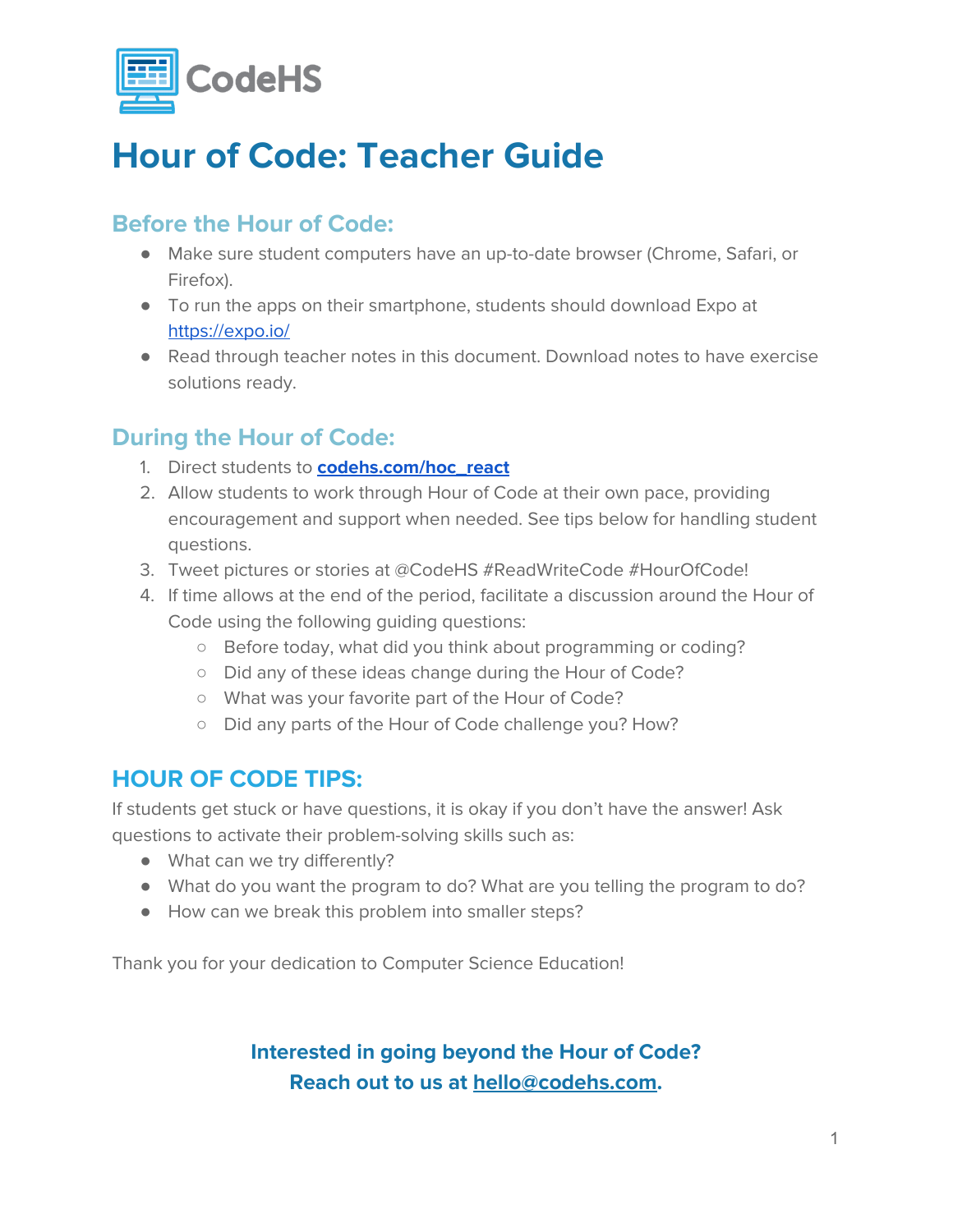CodeHS

# Hour of Code: Teacher Guide

## Before the Hour of Code:

- Make sure student computers have an up-to-date browser (Chrome, Safari, or Firefox).
- To run the apps on their smartphone, students should download Expo at https://expo.io/
- Read through teacher notes in this document. Download notes to have exercise solutions ready.

## During the Hour of Code:

1. Direct students to **codehs.com/hoc_react**
2. Allow students to work through Hour of Code at their own pace, providing encouragement and support when needed. See tips below for handling student questions.
3. Tweet pictures or stories at @CodeHS #ReadWriteCode #HourOfCode!
4. If time allows at the end of the period, facilitate a discussion around the Hour of Code using the following guiding questions:
   - Before today, what did you think about programming or coding?
   - Did any of these ideas change during the Hour of Code?
   - What was your favorite part of the Hour of Code?
   - Did any parts of the Hour of Code challenge you? How?

## HOUR OF CODE TIPS:

If students get stuck or have questions, it is okay if you don't have the answer! Ask questions to activate their problem-solving skills such as:

- What can we try differently?
- What do you want the program to do? What are you telling the program to do?
- How can we break this problem into smaller steps?

Thank you for your dedication to Computer Science Education!

**Interested in going beyond the Hour of Code?**
**Reach out to us at hello@codehs.com.**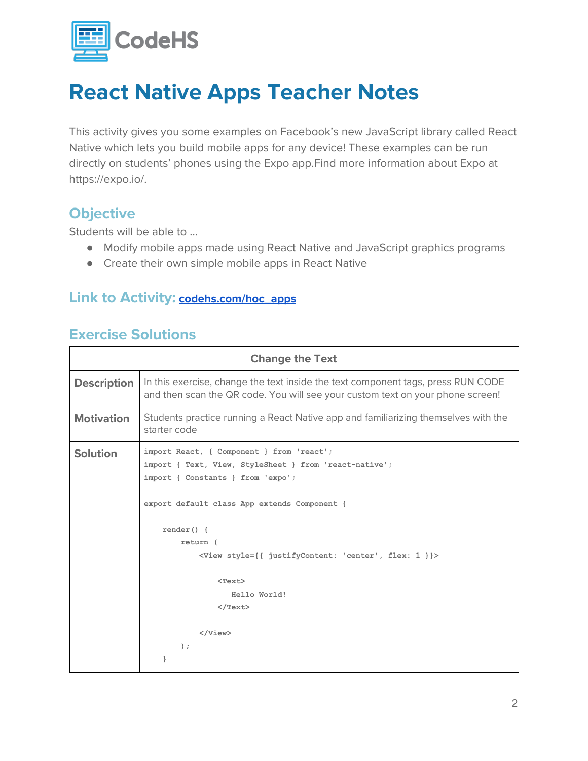# React Native Apps Teacher Notes

This activity gives you some examples on Facebook's new JavaScript library called React Native which lets you build mobile apps for any device! These examples can be run directly on students' phones using the Expo app.Find more information about Expo at https://expo.io/.

## Objective

Students will be able to …

- Modify mobile apps made using React Native and JavaScript graphics programs
- Create their own simple mobile apps in React Native

## Link to Activity: [codehs.com/hoc_apps](codehs.com/hoc_apps)

## Exercise Solutions

| Change the Text | |
|---|---|
| **Description** | In this exercise, change the text inside the text component tags, press RUN CODE and then scan the QR code. You will see your custom text on your phone screen! |
| **Motivation** | Students practice running a React Native app and familiarizing themselves with the starter code |
| **Solution** | (see code below) |

```
import React, { Component } from 'react';
import { Text, View, StyleSheet } from 'react-native';
import { Constants } from 'expo';

export default class App extends Component {

    render() {
        return (
            <View style={{ justifyContent: 'center', flex: 1 }}>

                <Text>
                   Hello World!
                </Text>

            </View>
        );
    }
```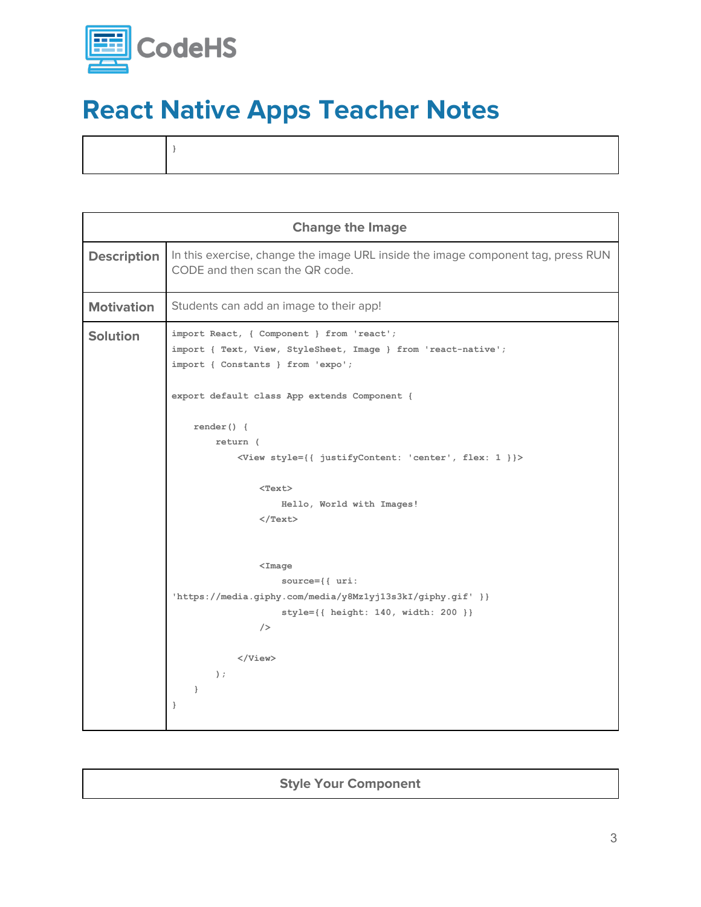# React Native Apps Teacher Notes

| | |
|---|---|
| | } |

**Change the Image**

**Description**

In this exercise, change the image URL inside the image component tag, press RUN CODE and then scan the QR code.

**Motivation**

Students can add an image to their app!

**Solution**

```
import React, { Component } from 'react';
import { Text, View, StyleSheet, Image } from 'react-native';
import { Constants } from 'expo';

export default class App extends Component {

    render() {
        return (
            <View style={{ justifyContent: 'center', flex: 1 }}>

                <Text>
                    Hello, World with Images!
                </Text>


                <Image
                    source={{ uri:
'https://media.giphy.com/media/y8Mz1yj13s3kI/giphy.gif' }}
                    style={{ height: 140, width: 200 }}
                />

            </View>
        );
    }
}
```

**Style Your Component**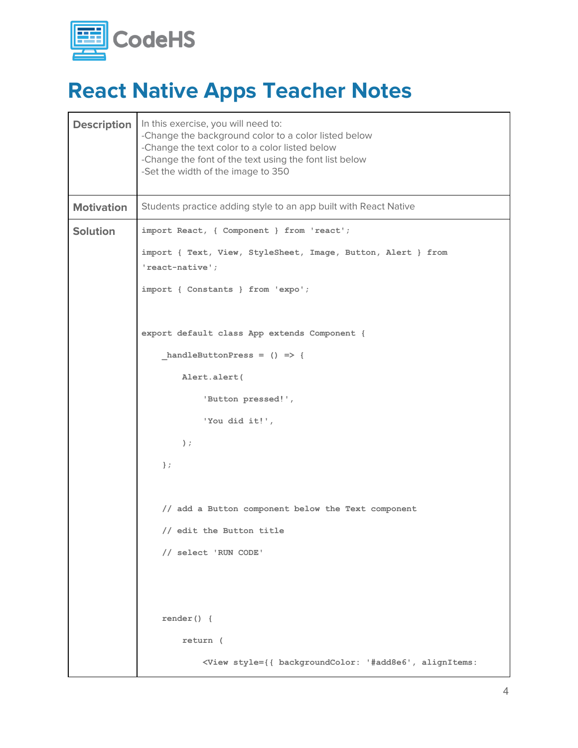# React Native Apps Teacher Notes

| | |
|---|---|
| **Description** | In this exercise, you will need to:<br>-Change the background color to a color listed below<br>-Change the text color to a color listed below<br>-Change the font of the text using the font list below<br>-Set the width of the image to 350 |
| **Motivation** | Students practice adding style to an app built with React Native |
| **Solution** | See code below |

```
import React, { Component } from 'react';

import { Text, View, StyleSheet, Image, Button, Alert } from
'react-native';

import { Constants } from 'expo';



export default class App extends Component {

    _handleButtonPress = () => {

        Alert.alert(

            'Button pressed!',

            'You did it!',

        );

    };



    // add a Button component below the Text component

    // edit the Button title

    // select 'RUN CODE'




    render() {

        return (

            <View style={{ backgroundColor: '#add8e6', alignItems:
```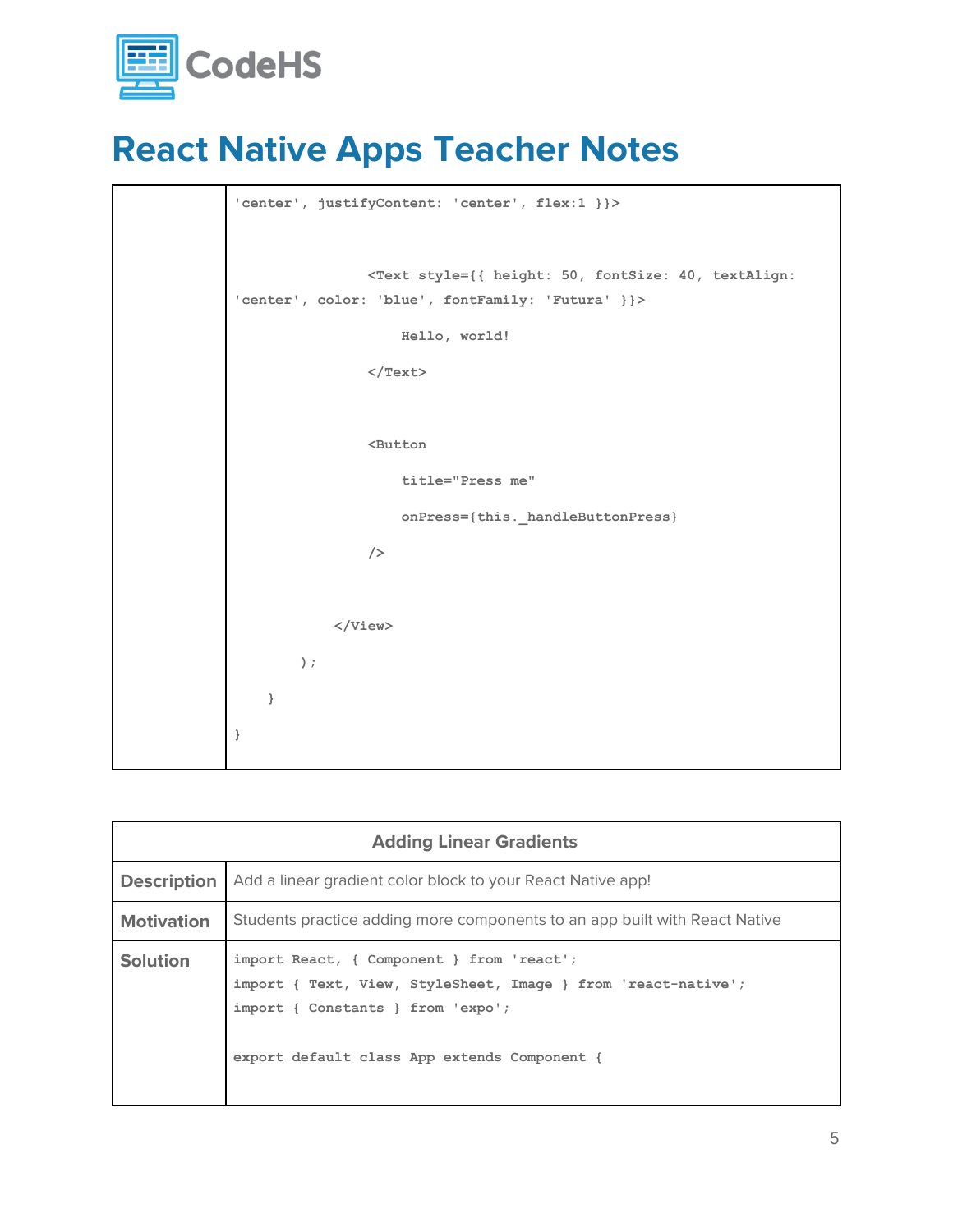# React Native Apps Teacher Notes

```
'center', justifyContent: 'center', flex:1 }}>


                <Text style={{ height: 50, fontSize: 40, textAlign:
'center', color: 'blue', fontFamily: 'Futura' }}>

                    Hello, world!

                </Text>


                <Button

                    title="Press me"

                    onPress={this._handleButtonPress}

                />


            </View>

        );

    }

}
```

| Adding Linear Gradients | |
|---|---|
| **Description** | Add a linear gradient color block to your React Native app! |
| **Motivation** | Students practice adding more components to an app built with React Native |
| **Solution** | (see code below) |

```
import React, { Component } from 'react';
import { Text, View, StyleSheet, Image } from 'react-native';
import { Constants } from 'expo';

export default class App extends Component {
```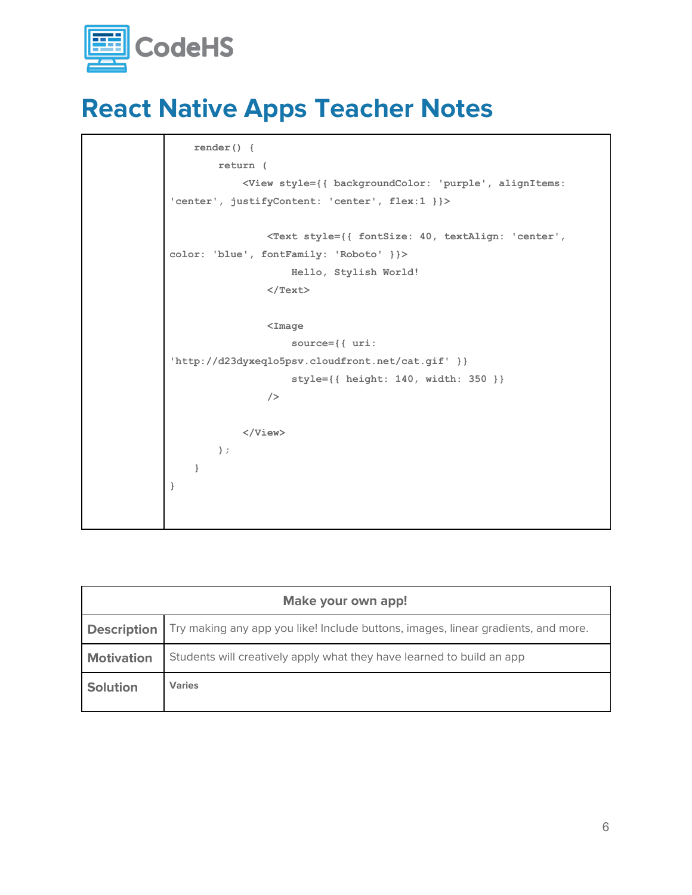# React Native Apps Teacher Notes

| | |
|---|---|
| | ```<br>    render() {<br>        return (<br>            <View style={{ backgroundColor: 'purple', alignItems: 'center', justifyContent: 'center', flex:1 }}><br><br>                <Text style={{ fontSize: 40, textAlign: 'center', color: 'blue', fontFamily: 'Roboto' }}><br>                    Hello, Stylish World!<br>                </Text><br><br>                <Image<br>                    source={{ uri: 'http://d23dyxeqlo5psv.cloudfront.net/cat.gif' }}<br>                    style={{ height: 140, width: 350 }}<br>                /><br><br>            </View><br>        );<br>    }<br>}<br>``` |

```
    render() {
        return (
            <View style={{ backgroundColor: 'purple', alignItems:
'center', justifyContent: 'center', flex:1 }}>

                <Text style={{ fontSize: 40, textAlign: 'center',
color: 'blue', fontFamily: 'Roboto' }}>
                    Hello, Stylish World!
                </Text>

                <Image
                    source={{ uri:
'http://d23dyxeqlo5psv.cloudfront.net/cat.gif' }}
                    style={{ height: 140, width: 350 }}
                />

            </View>
        );
    }
}
```

| Make your own app! | |
|---|---|
| **Description** | Try making any app you like! Include buttons, images, linear gradients, and more. |
| **Motivation** | Students will creatively apply what they have learned to build an app |
| **Solution** | Varies |